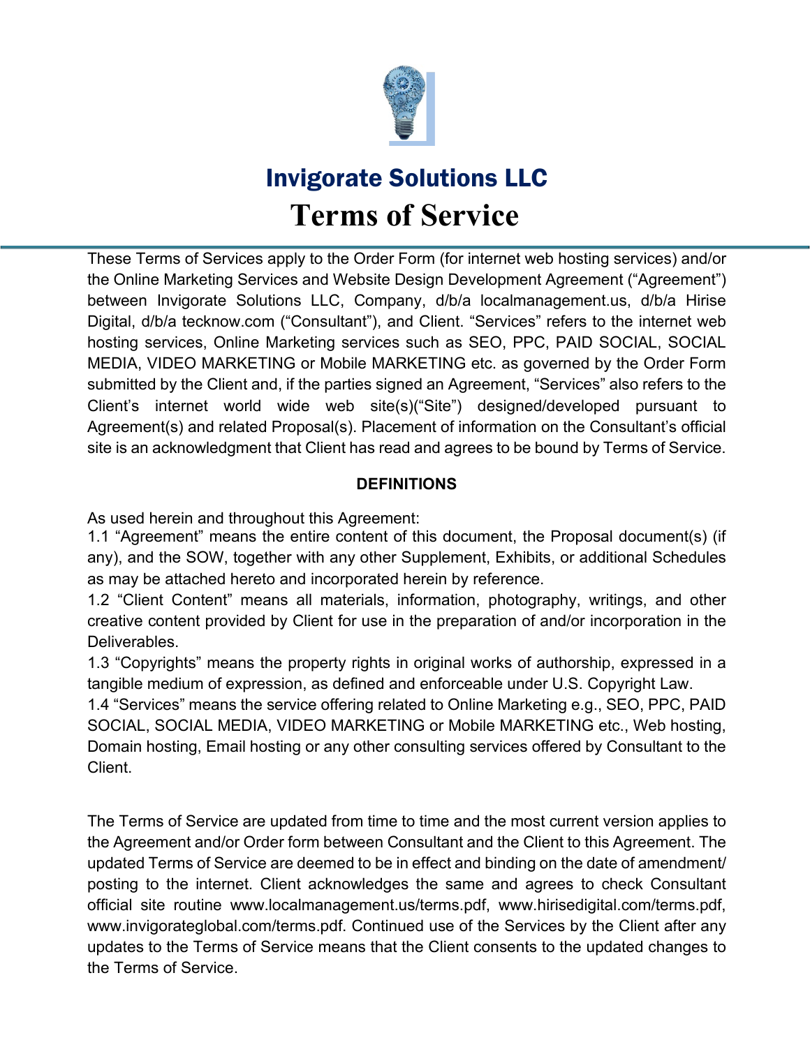# Invigorate Solutions LLC

# Terms of Service

These Terms of Services apply to the Order Form (for internet web hosting services) and/or the Online Marketing Services and Website Design Development Agreement ("Agreement") between Invigorate Solutions LLC, Company, d/b/a localmanagement.us, d/b/a Hirise Digital, d/b/a tecknow.com ("Consultant"), and Client. "Services" refers to the internet web hosting services, Online Marketing services such as SEO, PPC, PAID SOCIAL, SOCIAL MEDIA, VIDEO MARKETING or Mobile MARKETING etc. as governed by the Order Form submitted by the Client and, if the parties signed an Agreement, "Services" also refers to the Client's internet world wide web site(s)("Site") designed/developed pursuant to Agreement(s) and related Proposal(s). Placement of information on the Consultant's official site is an acknowledgment that Client has read and agrees to be bound by Terms of Service.

**DEFINITIONS**

As used herein and throughout this Agreement:

1.1 "Agreement" means the entire content of this document, the Proposal document(s) (if any), and the SOW, together with any other Supplement, Exhibits, or additional Schedules as may be attached hereto and incorporated herein by reference.

1.2 "Client Content" means all materials, information, photography, writings, and other creative content provided by Client for use in the preparation of and/or incorporation in the Deliverables.

1.3 "Copyrights" means the property rights in original works of authorship, expressed in a tangible medium of expression, as defined and enforceable under U.S. Copyright Law.

1.4 "Services" means the service offering related to Online Marketing e.g., SEO, PPC, PAID SOCIAL, SOCIAL MEDIA, VIDEO MARKETING or Mobile MARKETING etc., Web hosting, Domain hosting, Email hosting or any other consulting services offered by Consultant to the Client.

The Terms of Service are updated from time to time and the most current version applies to the Agreement and/or Order form between Consultant and the Client to this Agreement. The updated Terms of Service are deemed to be in effect and binding on the date of amendment/ posting to the internet. Client acknowledges the same and agrees to check Consultant official site routine www.localmanagement.us/terms.pdf, www.hirisedigital.com/terms.pdf, www.invigorateglobal.com/terms.pdf. Continued use of the Services by the Client after any updates to the Terms of Service means that the Client consents to the updated changes to the Terms of Service.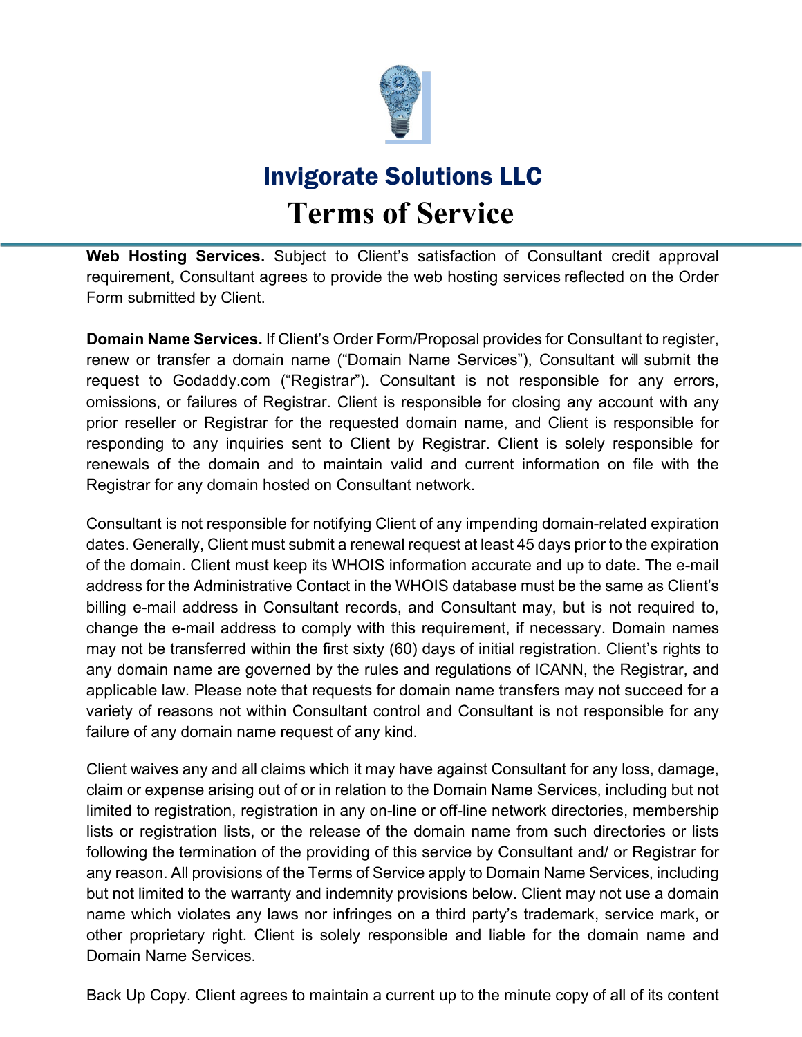# Invigorate Solutions LLC

# Terms of Service

**Web Hosting Services.** Subject to Client's satisfaction of Consultant credit approval requirement, Consultant agrees to provide the web hosting services reflected on the Order Form submitted by Client.

**Domain Name Services.** If Client's Order Form/Proposal provides for Consultant to register, renew or transfer a domain name ("Domain Name Services"), Consultant will submit the request to Godaddy.com ("Registrar"). Consultant is not responsible for any errors, omissions, or failures of Registrar. Client is responsible for closing any account with any prior reseller or Registrar for the requested domain name, and Client is responsible for responding to any inquiries sent to Client by Registrar. Client is solely responsible for renewals of the domain and to maintain valid and current information on file with the Registrar for any domain hosted on Consultant network.

Consultant is not responsible for notifying Client of any impending domain-related expiration dates. Generally, Client must submit a renewal request at least 45 days prior to the expiration of the domain. Client must keep its WHOIS information accurate and up to date. The e-mail address for the Administrative Contact in the WHOIS database must be the same as Client's billing e-mail address in Consultant records, and Consultant may, but is not required to, change the e-mail address to comply with this requirement, if necessary. Domain names may not be transferred within the first sixty (60) days of initial registration. Client's rights to any domain name are governed by the rules and regulations of ICANN, the Registrar, and applicable law. Please note that requests for domain name transfers may not succeed for a variety of reasons not within Consultant control and Consultant is not responsible for any failure of any domain name request of any kind.

Client waives any and all claims which it may have against Consultant for any loss, damage, claim or expense arising out of or in relation to the Domain Name Services, including but not limited to registration, registration in any on-line or off-line network directories, membership lists or registration lists, or the release of the domain name from such directories or lists following the termination of the providing of this service by Consultant and/ or Registrar for any reason. All provisions of the Terms of Service apply to Domain Name Services, including but not limited to the warranty and indemnity provisions below. Client may not use a domain name which violates any laws nor infringes on a third party's trademark, service mark, or other proprietary right. Client is solely responsible and liable for the domain name and Domain Name Services.

Back Up Copy. Client agrees to maintain a current up to the minute copy of all of its content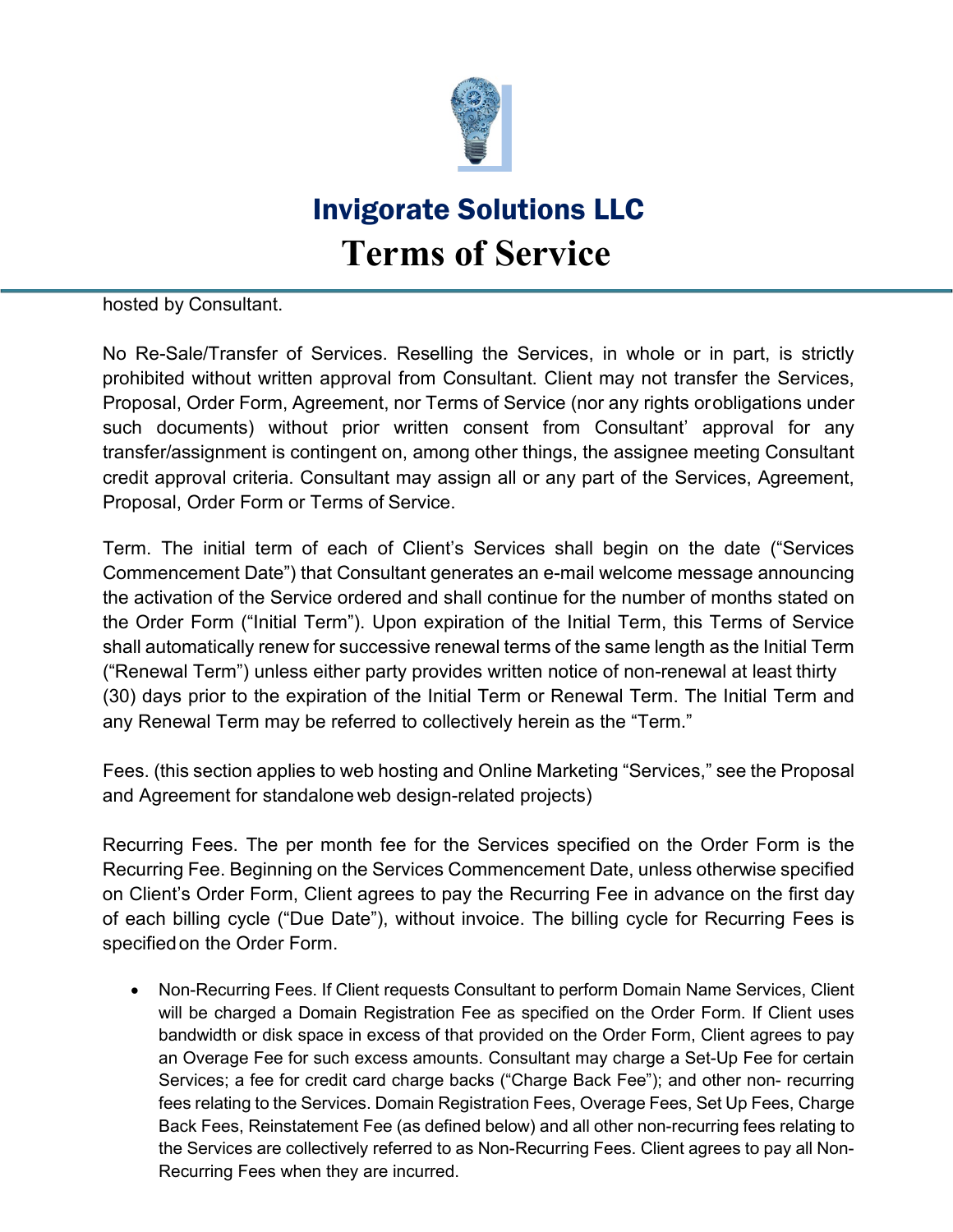hosted by Consultant.

No Re-Sale/Transfer of Services. Reselling the Services, in whole or in part, is strictly prohibited without written approval from Consultant. Client may not transfer the Services, Proposal, Order Form, Agreement, nor Terms of Service (nor any rights or obligations under such documents) without prior written consent from Consultant' approval for any transfer/assignment is contingent on, among other things, the assignee meeting Consultant credit approval criteria. Consultant may assign all or any part of the Services, Agreement, Proposal, Order Form or Terms of Service.

Term. The initial term of each of Client's Services shall begin on the date ("Services Commencement Date") that Consultant generates an e-mail welcome message announcing the activation of the Service ordered and shall continue for the number of months stated on the Order Form ("Initial Term"). Upon expiration of the Initial Term, this Terms of Service shall automatically renew for successive renewal terms of the same length as the Initial Term ("Renewal Term") unless either party provides written notice of non-renewal at least thirty (30) days prior to the expiration of the Initial Term or Renewal Term. The Initial Term and any Renewal Term may be referred to collectively herein as the "Term."

Fees. (this section applies to web hosting and Online Marketing "Services," see the Proposal and Agreement for standalone web design-related projects)

Recurring Fees. The per month fee for the Services specified on the Order Form is the Recurring Fee. Beginning on the Services Commencement Date, unless otherwise specified on Client's Order Form, Client agrees to pay the Recurring Fee in advance on the first day of each billing cycle ("Due Date"), without invoice. The billing cycle for Recurring Fees is specified on the Order Form.

- Non-Recurring Fees. If Client requests Consultant to perform Domain Name Services, Client will be charged a Domain Registration Fee as specified on the Order Form. If Client uses bandwidth or disk space in excess of that provided on the Order Form, Client agrees to pay an Overage Fee for such excess amounts. Consultant may charge a Set-Up Fee for certain Services; a fee for credit card charge backs ("Charge Back Fee"); and other non- recurring fees relating to the Services. Domain Registration Fees, Overage Fees, Set Up Fees, Charge Back Fees, Reinstatement Fee (as defined below) and all other non-recurring fees relating to the Services are collectively referred to as Non-Recurring Fees. Client agrees to pay all Non-Recurring Fees when they are incurred.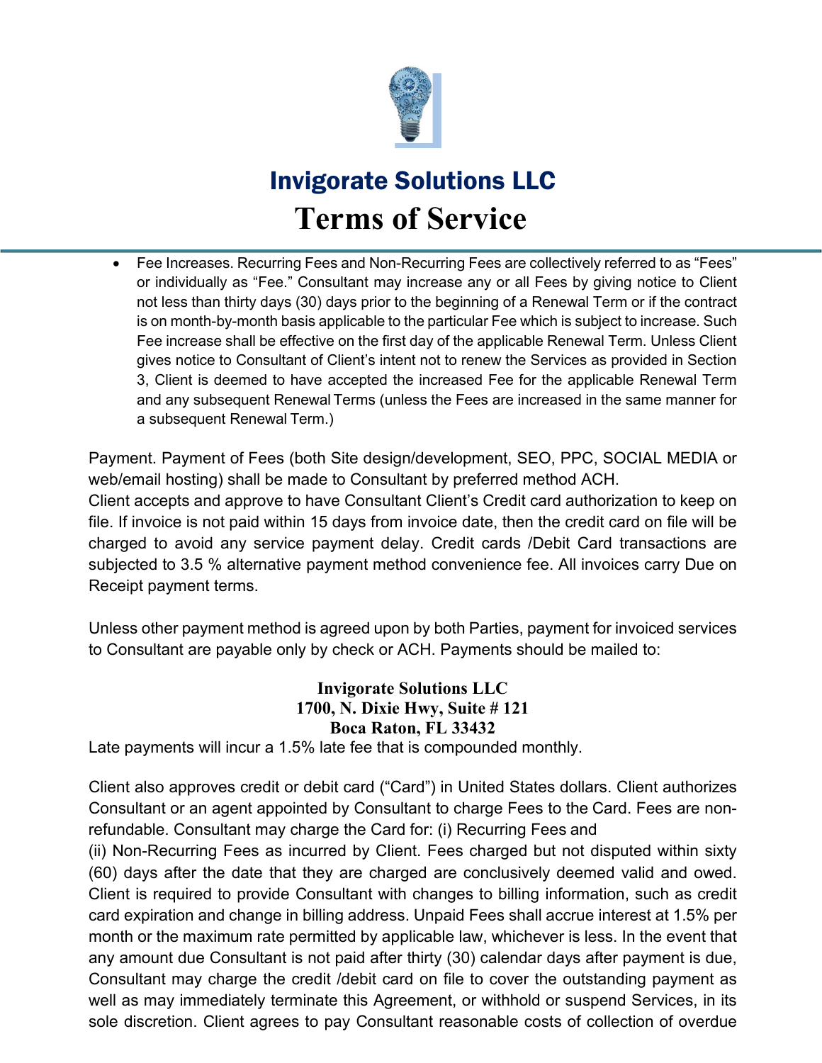- Fee Increases. Recurring Fees and Non-Recurring Fees are collectively referred to as "Fees" or individually as "Fee." Consultant may increase any or all Fees by giving notice to Client not less than thirty days (30) days prior to the beginning of a Renewal Term or if the contract is on month-by-month basis applicable to the particular Fee which is subject to increase. Such Fee increase shall be effective on the first day of the applicable Renewal Term. Unless Client gives notice to Consultant of Client's intent not to renew the Services as provided in Section 3, Client is deemed to have accepted the increased Fee for the applicable Renewal Term and any subsequent Renewal Terms (unless the Fees are increased in the same manner for a subsequent Renewal Term.)

Payment. Payment of Fees (both Site design/development, SEO, PPC, SOCIAL MEDIA or web/email hosting) shall be made to Consultant by preferred method ACH.
Client accepts and approve to have Consultant Client's Credit card authorization to keep on file. If invoice is not paid within 15 days from invoice date, then the credit card on file will be charged to avoid any service payment delay. Credit cards /Debit Card transactions are subjected to 3.5 % alternative payment method convenience fee. All invoices carry Due on Receipt payment terms.

Unless other payment method is agreed upon by both Parties, payment for invoiced services to Consultant are payable only by check or ACH. Payments should be mailed to:

**Invigorate Solutions LLC**
**1700, N. Dixie Hwy, Suite # 121**
**Boca Raton, FL 33432**

Late payments will incur a 1.5% late fee that is compounded monthly.

Client also approves credit or debit card ("Card") in United States dollars. Client authorizes Consultant or an agent appointed by Consultant to charge Fees to the Card. Fees are non-refundable. Consultant may charge the Card for: (i) Recurring Fees and
(ii) Non-Recurring Fees as incurred by Client. Fees charged but not disputed within sixty (60) days after the date that they are charged are conclusively deemed valid and owed. Client is required to provide Consultant with changes to billing information, such as credit card expiration and change in billing address. Unpaid Fees shall accrue interest at 1.5% per month or the maximum rate permitted by applicable law, whichever is less. In the event that any amount due Consultant is not paid after thirty (30) calendar days after payment is due, Consultant may charge the credit /debit card on file to cover the outstanding payment as well as may immediately terminate this Agreement, or withhold or suspend Services, in its sole discretion. Client agrees to pay Consultant reasonable costs of collection of overdue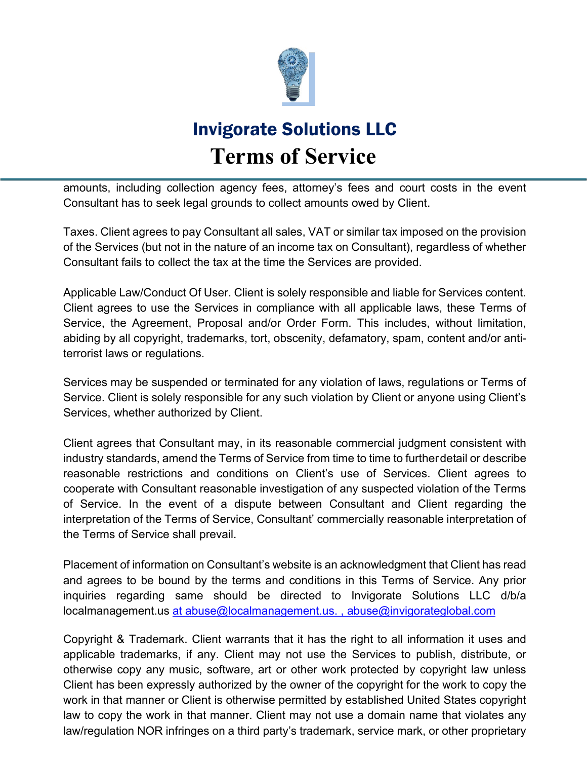amounts, including collection agency fees, attorney's fees and court costs in the event Consultant has to seek legal grounds to collect amounts owed by Client.

Taxes. Client agrees to pay Consultant all sales, VAT or similar tax imposed on the provision of the Services (but not in the nature of an income tax on Consultant), regardless of whether Consultant fails to collect the tax at the time the Services are provided.

Applicable Law/Conduct Of User. Client is solely responsible and liable for Services content. Client agrees to use the Services in compliance with all applicable laws, these Terms of Service, the Agreement, Proposal and/or Order Form. This includes, without limitation, abiding by all copyright, trademarks, tort, obscenity, defamatory, spam, content and/or anti-terrorist laws or regulations.

Services may be suspended or terminated for any violation of laws, regulations or Terms of Service. Client is solely responsible for any such violation by Client or anyone using Client's Services, whether authorized by Client.

Client agrees that Consultant may, in its reasonable commercial judgment consistent with industry standards, amend the Terms of Service from time to time to further detail or describe reasonable restrictions and conditions on Client's use of Services. Client agrees to cooperate with Consultant reasonable investigation of any suspected violation of the Terms of Service. In the event of a dispute between Consultant and Client regarding the interpretation of the Terms of Service, Consultant' commercially reasonable interpretation of the Terms of Service shall prevail.

Placement of information on Consultant's website is an acknowledgment that Client has read and agrees to be bound by the terms and conditions in this Terms of Service. Any prior inquiries regarding same should be directed to Invigorate Solutions LLC d/b/a localmanagement.us at abuse@localmanagement.us. , abuse@invigorateglobal.com

Copyright & Trademark. Client warrants that it has the right to all information it uses and applicable trademarks, if any. Client may not use the Services to publish, distribute, or otherwise copy any music, software, art or other work protected by copyright law unless Client has been expressly authorized by the owner of the copyright for the work to copy the work in that manner or Client is otherwise permitted by established United States copyright law to copy the work in that manner. Client may not use a domain name that violates any law/regulation NOR infringes on a third party's trademark, service mark, or other proprietary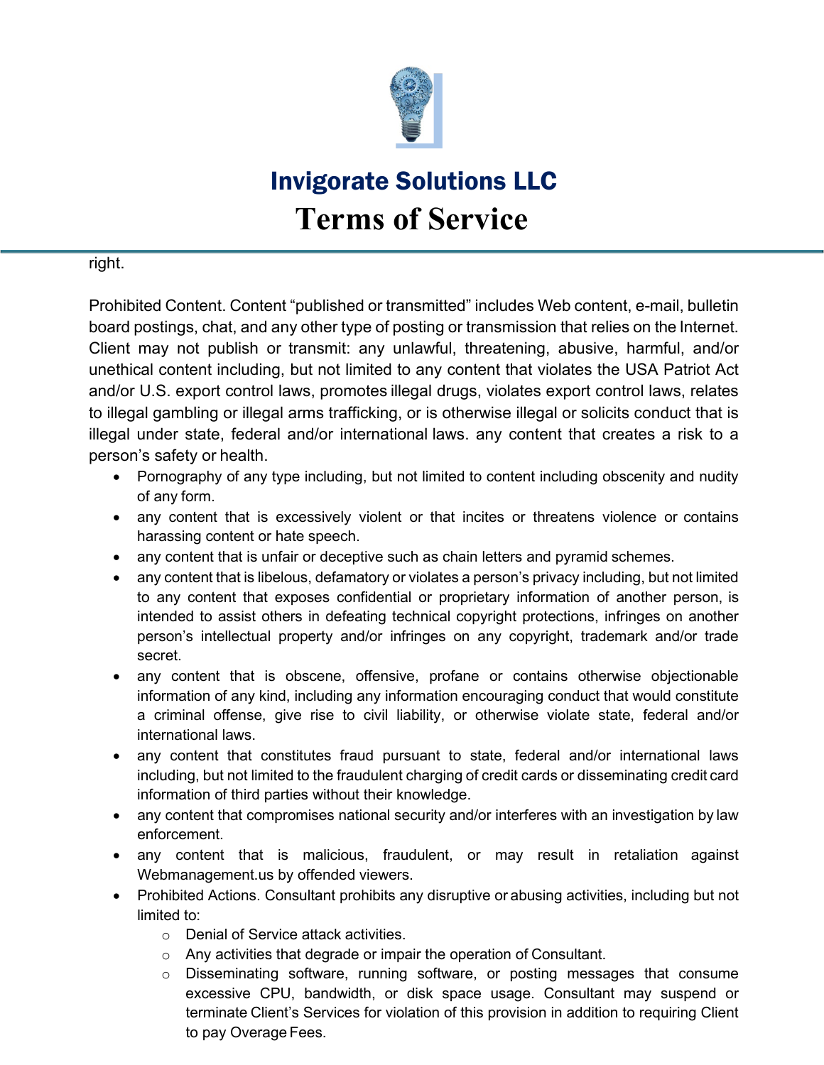right.

Prohibited Content. Content "published or transmitted" includes Web content, e-mail, bulletin board postings, chat, and any other type of posting or transmission that relies on the Internet. Client may not publish or transmit: any unlawful, threatening, abusive, harmful, and/or unethical content including, but not limited to any content that violates the USA Patriot Act and/or U.S. export control laws, promotes illegal drugs, violates export control laws, relates to illegal gambling or illegal arms trafficking, or is otherwise illegal or solicits conduct that is illegal under state, federal and/or international laws. any content that creates a risk to a person's safety or health.

- Pornography of any type including, but not limited to content including obscenity and nudity of any form.
- any content that is excessively violent or that incites or threatens violence or contains harassing content or hate speech.
- any content that is unfair or deceptive such as chain letters and pyramid schemes.
- any content that is libelous, defamatory or violates a person's privacy including, but not limited to any content that exposes confidential or proprietary information of another person, is intended to assist others in defeating technical copyright protections, infringes on another person's intellectual property and/or infringes on any copyright, trademark and/or trade secret.
- any content that is obscene, offensive, profane or contains otherwise objectionable information of any kind, including any information encouraging conduct that would constitute a criminal offense, give rise to civil liability, or otherwise violate state, federal and/or international laws.
- any content that constitutes fraud pursuant to state, federal and/or international laws including, but not limited to the fraudulent charging of credit cards or disseminating credit card information of third parties without their knowledge.
- any content that compromises national security and/or interferes with an investigation by law enforcement.
- any content that is malicious, fraudulent, or may result in retaliation against Webmanagement.us by offended viewers.
- Prohibited Actions. Consultant prohibits any disruptive or abusing activities, including but not limited to:
  - Denial of Service attack activities.
  - Any activities that degrade or impair the operation of Consultant.
  - Disseminating software, running software, or posting messages that consume excessive CPU, bandwidth, or disk space usage. Consultant may suspend or terminate Client's Services for violation of this provision in addition to requiring Client to pay Overage Fees.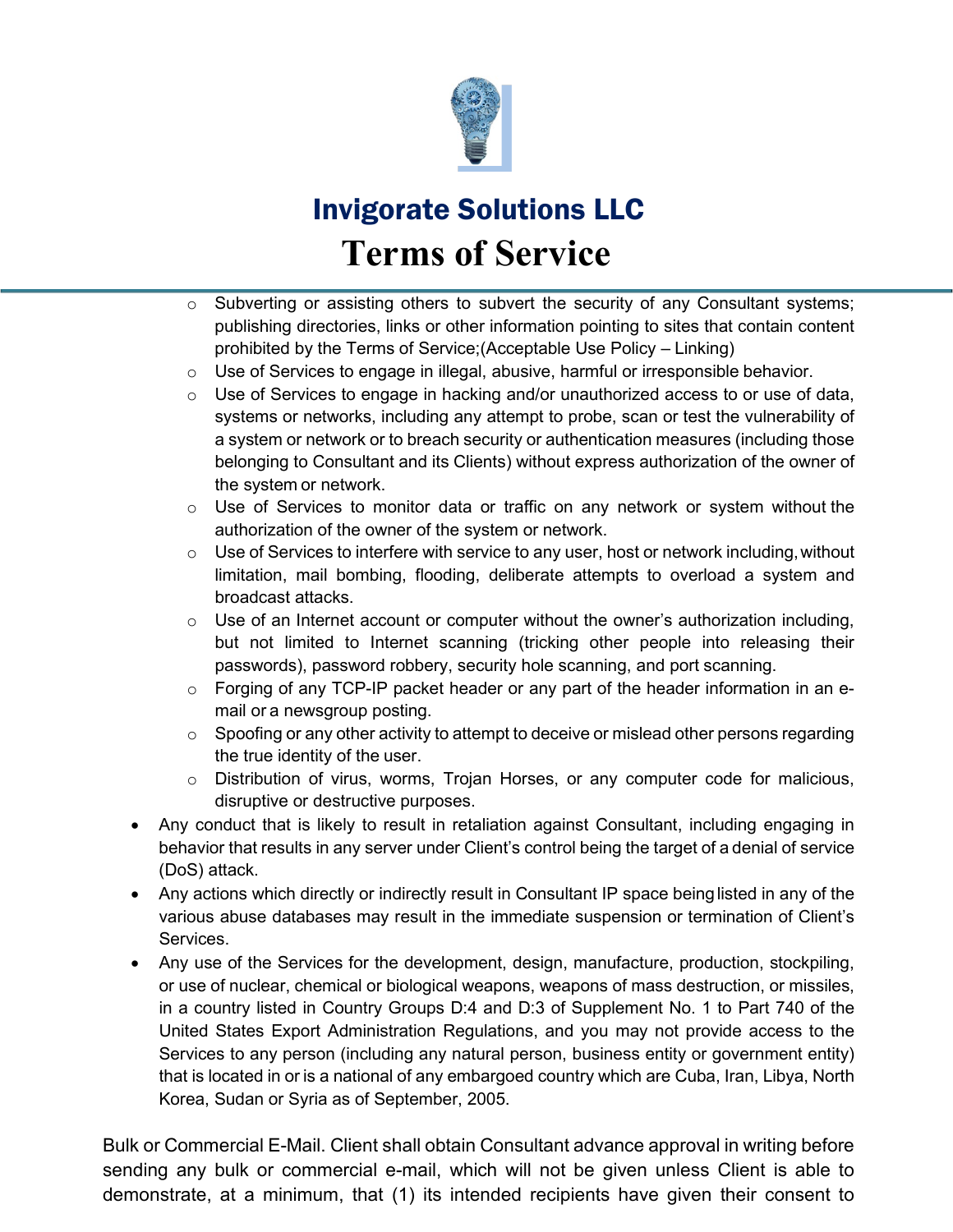- Subverting or assisting others to subvert the security of any Consultant systems; publishing directories, links or other information pointing to sites that contain content prohibited by the Terms of Service;(Acceptable Use Policy – Linking)
    - Use of Services to engage in illegal, abusive, harmful or irresponsible behavior.
    - Use of Services to engage in hacking and/or unauthorized access to or use of data, systems or networks, including any attempt to probe, scan or test the vulnerability of a system or network or to breach security or authentication measures (including those belonging to Consultant and its Clients) without express authorization of the owner of the system or network.
    - Use of Services to monitor data or traffic on any network or system without the authorization of the owner of the system or network.
    - Use of Services to interfere with service to any user, host or network including, without limitation, mail bombing, flooding, deliberate attempts to overload a system and broadcast attacks.
    - Use of an Internet account or computer without the owner's authorization including, but not limited to Internet scanning (tricking other people into releasing their passwords), password robbery, security hole scanning, and port scanning.
    - Forging of any TCP-IP packet header or any part of the header information in an e-mail or a newsgroup posting.
    - Spoofing or any other activity to attempt to deceive or mislead other persons regarding the true identity of the user.
    - Distribution of virus, worms, Trojan Horses, or any computer code for malicious, disruptive or destructive purposes.
- Any conduct that is likely to result in retaliation against Consultant, including engaging in behavior that results in any server under Client's control being the target of a denial of service (DoS) attack.
- Any actions which directly or indirectly result in Consultant IP space being listed in any of the various abuse databases may result in the immediate suspension or termination of Client's Services.
- Any use of the Services for the development, design, manufacture, production, stockpiling, or use of nuclear, chemical or biological weapons, weapons of mass destruction, or missiles, in a country listed in Country Groups D:4 and D:3 of Supplement No. 1 to Part 740 of the United States Export Administration Regulations, and you may not provide access to the Services to any person (including any natural person, business entity or government entity) that is located in or is a national of any embargoed country which are Cuba, Iran, Libya, North Korea, Sudan or Syria as of September, 2005.

Bulk or Commercial E-Mail. Client shall obtain Consultant advance approval in writing before sending any bulk or commercial e-mail, which will not be given unless Client is able to demonstrate, at a minimum, that (1) its intended recipients have given their consent to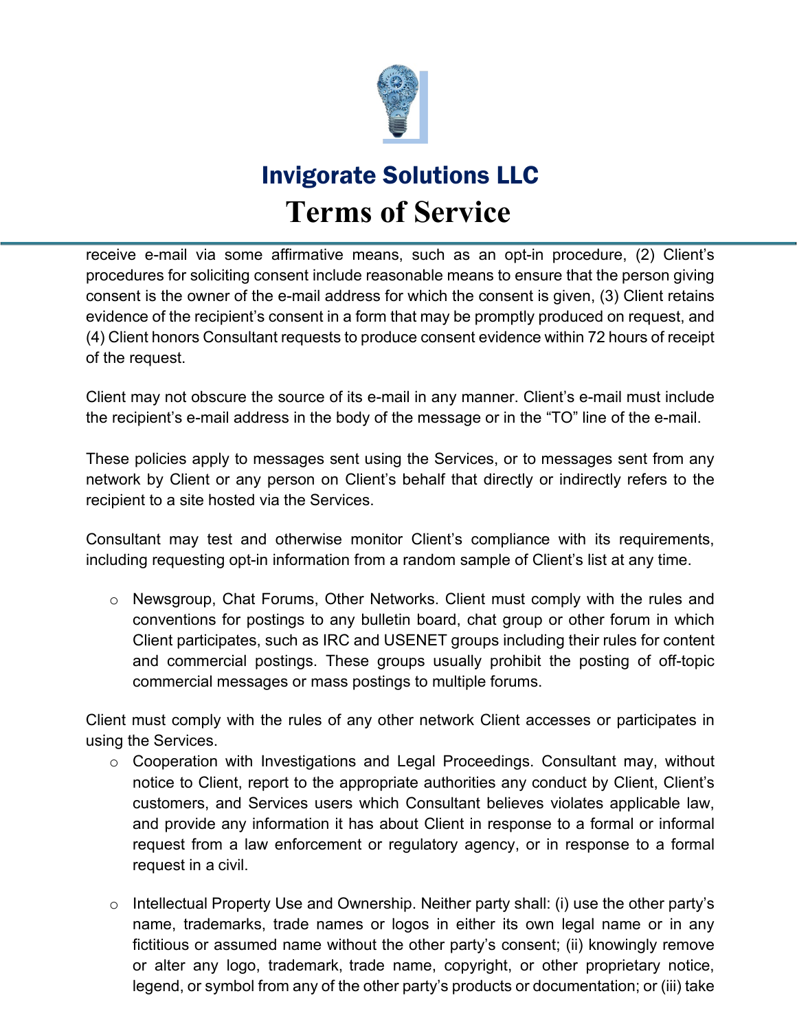receive e-mail via some affirmative means, such as an opt-in procedure, (2) Client's procedures for soliciting consent include reasonable means to ensure that the person giving consent is the owner of the e-mail address for which the consent is given, (3) Client retains evidence of the recipient's consent in a form that may be promptly produced on request, and (4) Client honors Consultant requests to produce consent evidence within 72 hours of receipt of the request.

Client may not obscure the source of its e-mail in any manner. Client's e-mail must include the recipient's e-mail address in the body of the message or in the "TO" line of the e-mail.

These policies apply to messages sent using the Services, or to messages sent from any network by Client or any person on Client's behalf that directly or indirectly refers to the recipient to a site hosted via the Services.

Consultant may test and otherwise monitor Client's compliance with its requirements, including requesting opt-in information from a random sample of Client's list at any time.

- Newsgroup, Chat Forums, Other Networks. Client must comply with the rules and conventions for postings to any bulletin board, chat group or other forum in which Client participates, such as IRC and USENET groups including their rules for content and commercial postings. These groups usually prohibit the posting of off-topic commercial messages or mass postings to multiple forums.

Client must comply with the rules of any other network Client accesses or participates in using the Services.

- Cooperation with Investigations and Legal Proceedings. Consultant may, without notice to Client, report to the appropriate authorities any conduct by Client, Client's customers, and Services users which Consultant believes violates applicable law, and provide any information it has about Client in response to a formal or informal request from a law enforcement or regulatory agency, or in response to a formal request in a civil.

- Intellectual Property Use and Ownership. Neither party shall: (i) use the other party's name, trademarks, trade names or logos in either its own legal name or in any fictitious or assumed name without the other party's consent; (ii) knowingly remove or alter any logo, trademark, trade name, copyright, or other proprietary notice, legend, or symbol from any of the other party's products or documentation; or (iii) take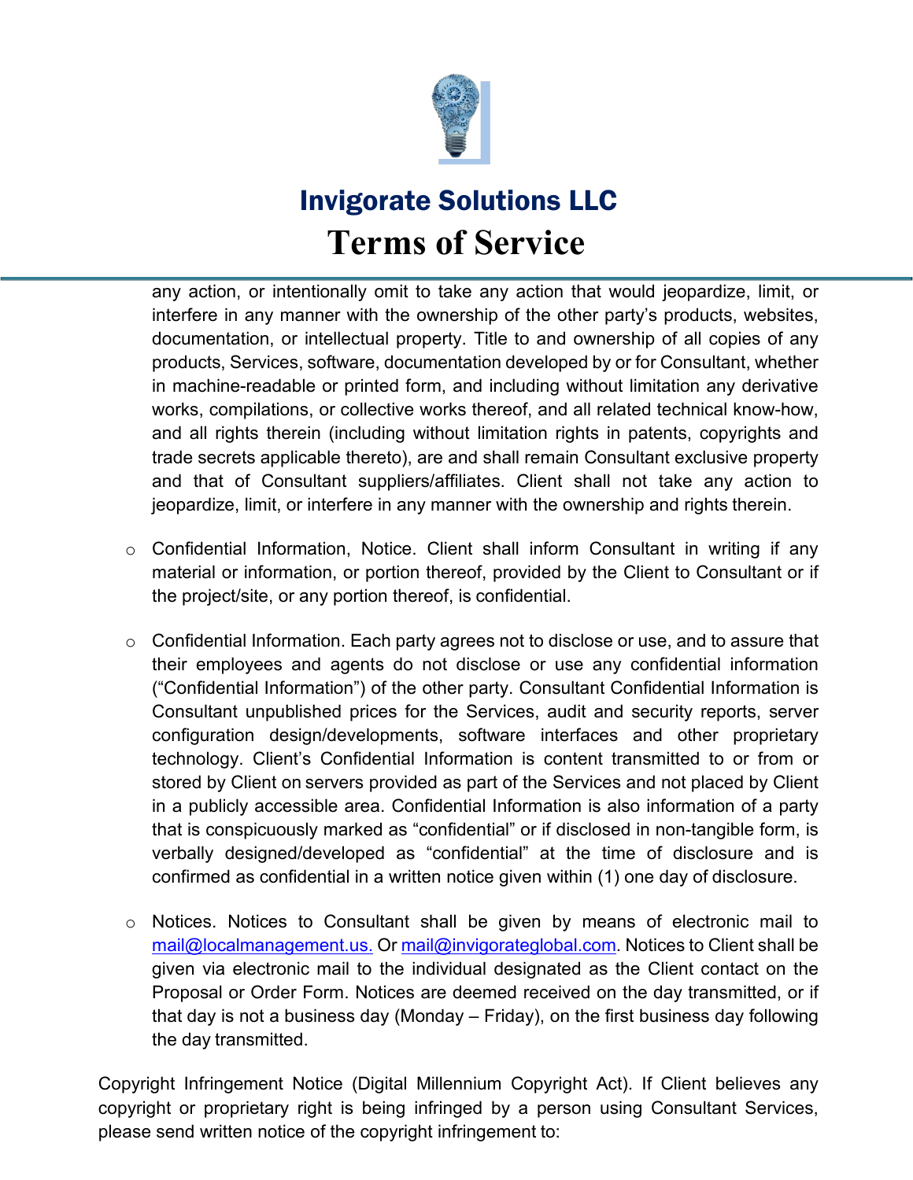any action, or intentionally omit to take any action that would jeopardize, limit, or interfere in any manner with the ownership of the other party's products, websites, documentation, or intellectual property. Title to and ownership of all copies of any products, Services, software, documentation developed by or for Consultant, whether in machine-readable or printed form, and including without limitation any derivative works, compilations, or collective works thereof, and all related technical know-how, and all rights therein (including without limitation rights in patents, copyrights and trade secrets applicable thereto), are and shall remain Consultant exclusive property and that of Consultant suppliers/affiliates. Client shall not take any action to jeopardize, limit, or interfere in any manner with the ownership and rights therein.

- Confidential Information, Notice. Client shall inform Consultant in writing if any material or information, or portion thereof, provided by the Client to Consultant or if the project/site, or any portion thereof, is confidential.

- Confidential Information. Each party agrees not to disclose or use, and to assure that their employees and agents do not disclose or use any confidential information ("Confidential Information") of the other party. Consultant Confidential Information is Consultant unpublished prices for the Services, audit and security reports, server configuration design/developments, software interfaces and other proprietary technology. Client's Confidential Information is content transmitted to or from or stored by Client on servers provided as part of the Services and not placed by Client in a publicly accessible area. Confidential Information is also information of a party that is conspicuously marked as "confidential" or if disclosed in non-tangible form, is verbally designed/developed as "confidential" at the time of disclosure and is confirmed as confidential in a written notice given within (1) one day of disclosure.

- Notices. Notices to Consultant shall be given by means of electronic mail to mail@localmanagement.us. Or mail@invigorateglobal.com. Notices to Client shall be given via electronic mail to the individual designated as the Client contact on the Proposal or Order Form. Notices are deemed received on the day transmitted, or if that day is not a business day (Monday – Friday), on the first business day following the day transmitted.

Copyright Infringement Notice (Digital Millennium Copyright Act). If Client believes any copyright or proprietary right is being infringed by a person using Consultant Services, please send written notice of the copyright infringement to: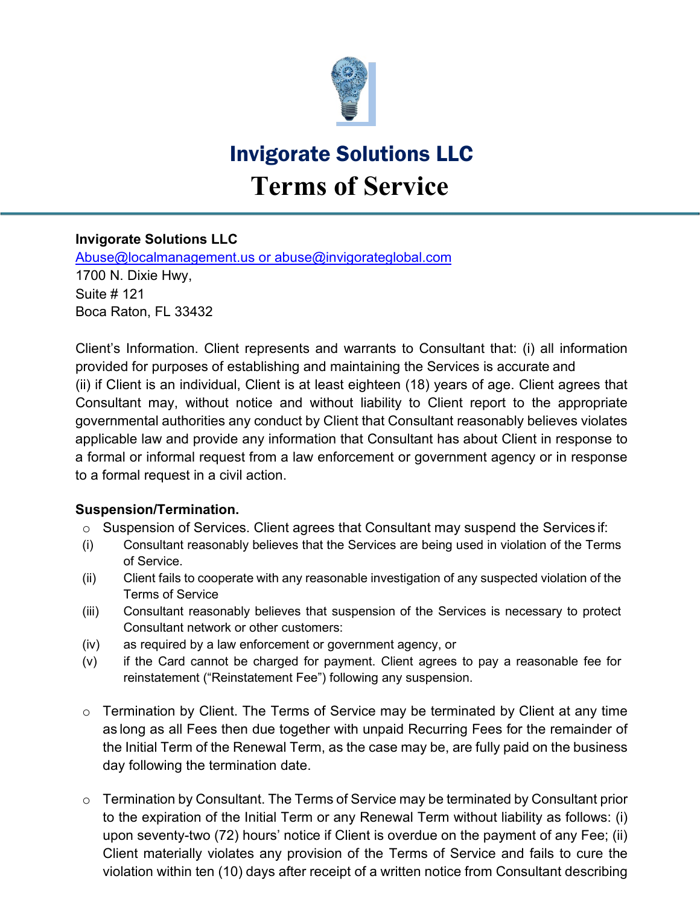# Invigorate Solutions LLC
# Terms of Service

**Invigorate Solutions LLC**
Abuse@localmanagement.us or abuse@invigorateglobal.com
1700 N. Dixie Hwy,
Suite # 121
Boca Raton, FL 33432

Client's Information. Client represents and warrants to Consultant that: (i) all information provided for purposes of establishing and maintaining the Services is accurate and (ii) if Client is an individual, Client is at least eighteen (18) years of age. Client agrees that Consultant may, without notice and without liability to Client report to the appropriate governmental authorities any conduct by Client that Consultant reasonably believes violates applicable law and provide any information that Consultant has about Client in response to a formal or informal request from a law enforcement or government agency or in response to a formal request in a civil action.

**Suspension/Termination.**

- Suspension of Services. Client agrees that Consultant may suspend the Services if:
  - (i) Consultant reasonably believes that the Services are being used in violation of the Terms of Service.
  - (ii) Client fails to cooperate with any reasonable investigation of any suspected violation of the Terms of Service
  - (iii) Consultant reasonably believes that suspension of the Services is necessary to protect Consultant network or other customers:
  - (iv) as required by a law enforcement or government agency, or
  - (v) if the Card cannot be charged for payment. Client agrees to pay a reasonable fee for reinstatement ("Reinstatement Fee") following any suspension.

- Termination by Client. The Terms of Service may be terminated by Client at any time as long as all Fees then due together with unpaid Recurring Fees for the remainder of the Initial Term of the Renewal Term, as the case may be, are fully paid on the business day following the termination date.

- Termination by Consultant. The Terms of Service may be terminated by Consultant prior to the expiration of the Initial Term or any Renewal Term without liability as follows: (i) upon seventy-two (72) hours' notice if Client is overdue on the payment of any Fee; (ii) Client materially violates any provision of the Terms of Service and fails to cure the violation within ten (10) days after receipt of a written notice from Consultant describing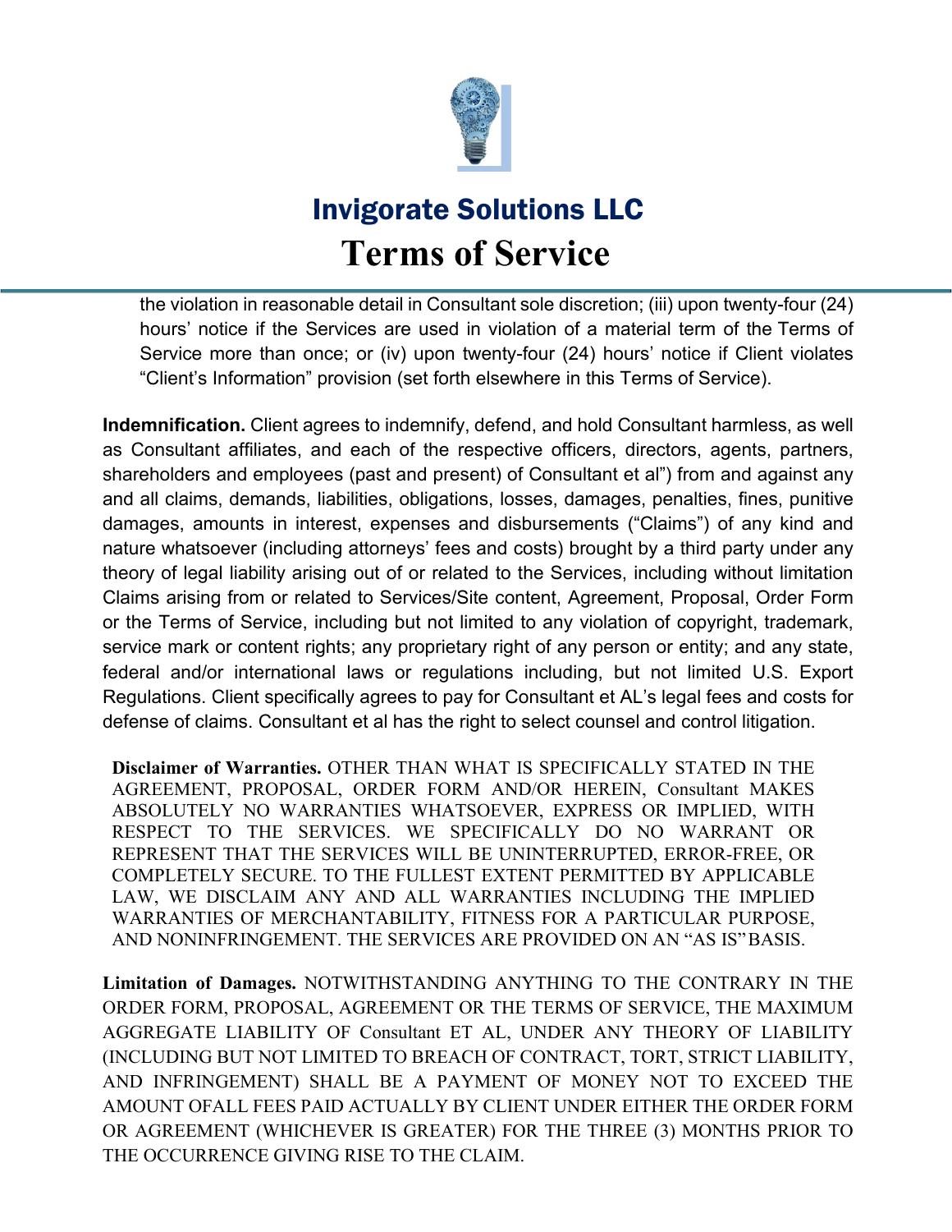the violation in reasonable detail in Consultant sole discretion; (iii) upon twenty-four (24) hours' notice if the Services are used in violation of a material term of the Terms of Service more than once; or (iv) upon twenty-four (24) hours' notice if Client violates "Client's Information" provision (set forth elsewhere in this Terms of Service).

**Indemnification.** Client agrees to indemnify, defend, and hold Consultant harmless, as well as Consultant affiliates, and each of the respective officers, directors, agents, partners, shareholders and employees (past and present) of Consultant et al") from and against any and all claims, demands, liabilities, obligations, losses, damages, penalties, fines, punitive damages, amounts in interest, expenses and disbursements ("Claims") of any kind and nature whatsoever (including attorneys' fees and costs) brought by a third party under any theory of legal liability arising out of or related to the Services, including without limitation Claims arising from or related to Services/Site content, Agreement, Proposal, Order Form or the Terms of Service, including but not limited to any violation of copyright, trademark, service mark or content rights; any proprietary right of any person or entity; and any state, federal and/or international laws or regulations including, but not limited U.S. Export Regulations. Client specifically agrees to pay for Consultant et AL's legal fees and costs for defense of claims. Consultant et al has the right to select counsel and control litigation.

**Disclaimer of Warranties.** OTHER THAN WHAT IS SPECIFICALLY STATED IN THE AGREEMENT, PROPOSAL, ORDER FORM AND/OR HEREIN, Consultant MAKES ABSOLUTELY NO WARRANTIES WHATSOEVER, EXPRESS OR IMPLIED, WITH RESPECT TO THE SERVICES. WE SPECIFICALLY DO NO WARRANT OR REPRESENT THAT THE SERVICES WILL BE UNINTERRUPTED, ERROR-FREE, OR COMPLETELY SECURE. TO THE FULLEST EXTENT PERMITTED BY APPLICABLE LAW, WE DISCLAIM ANY AND ALL WARRANTIES INCLUDING THE IMPLIED WARRANTIES OF MERCHANTABILITY, FITNESS FOR A PARTICULAR PURPOSE, AND NONINFRINGEMENT. THE SERVICES ARE PROVIDED ON AN "AS IS" BASIS.

**Limitation of Damages.** NOTWITHSTANDING ANYTHING TO THE CONTRARY IN THE ORDER FORM, PROPOSAL, AGREEMENT OR THE TERMS OF SERVICE, THE MAXIMUM AGGREGATE LIABILITY OF Consultant ET AL, UNDER ANY THEORY OF LIABILITY (INCLUDING BUT NOT LIMITED TO BREACH OF CONTRACT, TORT, STRICT LIABILITY, AND INFRINGEMENT) SHALL BE A PAYMENT OF MONEY NOT TO EXCEED THE AMOUNT OFALL FEES PAID ACTUALLY BY CLIENT UNDER EITHER THE ORDER FORM OR AGREEMENT (WHICHEVER IS GREATER) FOR THE THREE (3) MONTHS PRIOR TO THE OCCURRENCE GIVING RISE TO THE CLAIM.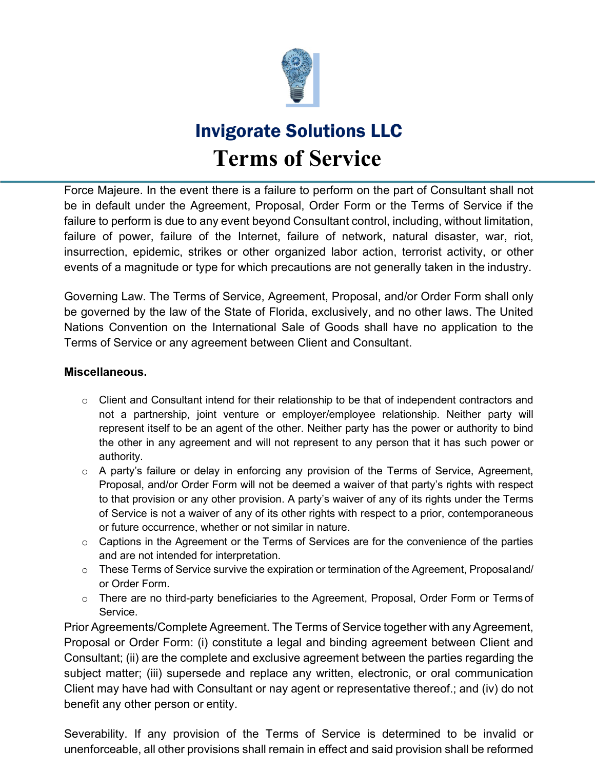Force Majeure. In the event there is a failure to perform on the part of Consultant shall not be in default under the Agreement, Proposal, Order Form or the Terms of Service if the failure to perform is due to any event beyond Consultant control, including, without limitation, failure of power, failure of the Internet, failure of network, natural disaster, war, riot, insurrection, epidemic, strikes or other organized labor action, terrorist activity, or other events of a magnitude or type for which precautions are not generally taken in the industry.

Governing Law. The Terms of Service, Agreement, Proposal, and/or Order Form shall only be governed by the law of the State of Florida, exclusively, and no other laws. The United Nations Convention on the International Sale of Goods shall have no application to the Terms of Service or any agreement between Client and Consultant.

**Miscellaneous.**

- Client and Consultant intend for their relationship to be that of independent contractors and not a partnership, joint venture or employer/employee relationship. Neither party will represent itself to be an agent of the other. Neither party has the power or authority to bind the other in any agreement and will not represent to any person that it has such power or authority.
- A party's failure or delay in enforcing any provision of the Terms of Service, Agreement, Proposal, and/or Order Form will not be deemed a waiver of that party's rights with respect to that provision or any other provision. A party's waiver of any of its rights under the Terms of Service is not a waiver of any of its other rights with respect to a prior, contemporaneous or future occurrence, whether or not similar in nature.
- Captions in the Agreement or the Terms of Services are for the convenience of the parties and are not intended for interpretation.
- These Terms of Service survive the expiration or termination of the Agreement, Proposal and/ or Order Form.
- There are no third-party beneficiaries to the Agreement, Proposal, Order Form or Terms of Service.

Prior Agreements/Complete Agreement. The Terms of Service together with any Agreement, Proposal or Order Form: (i) constitute a legal and binding agreement between Client and Consultant; (ii) are the complete and exclusive agreement between the parties regarding the subject matter; (iii) supersede and replace any written, electronic, or oral communication Client may have had with Consultant or nay agent or representative thereof.; and (iv) do not benefit any other person or entity.

Severability. If any provision of the Terms of Service is determined to be invalid or unenforceable, all other provisions shall remain in effect and said provision shall be reformed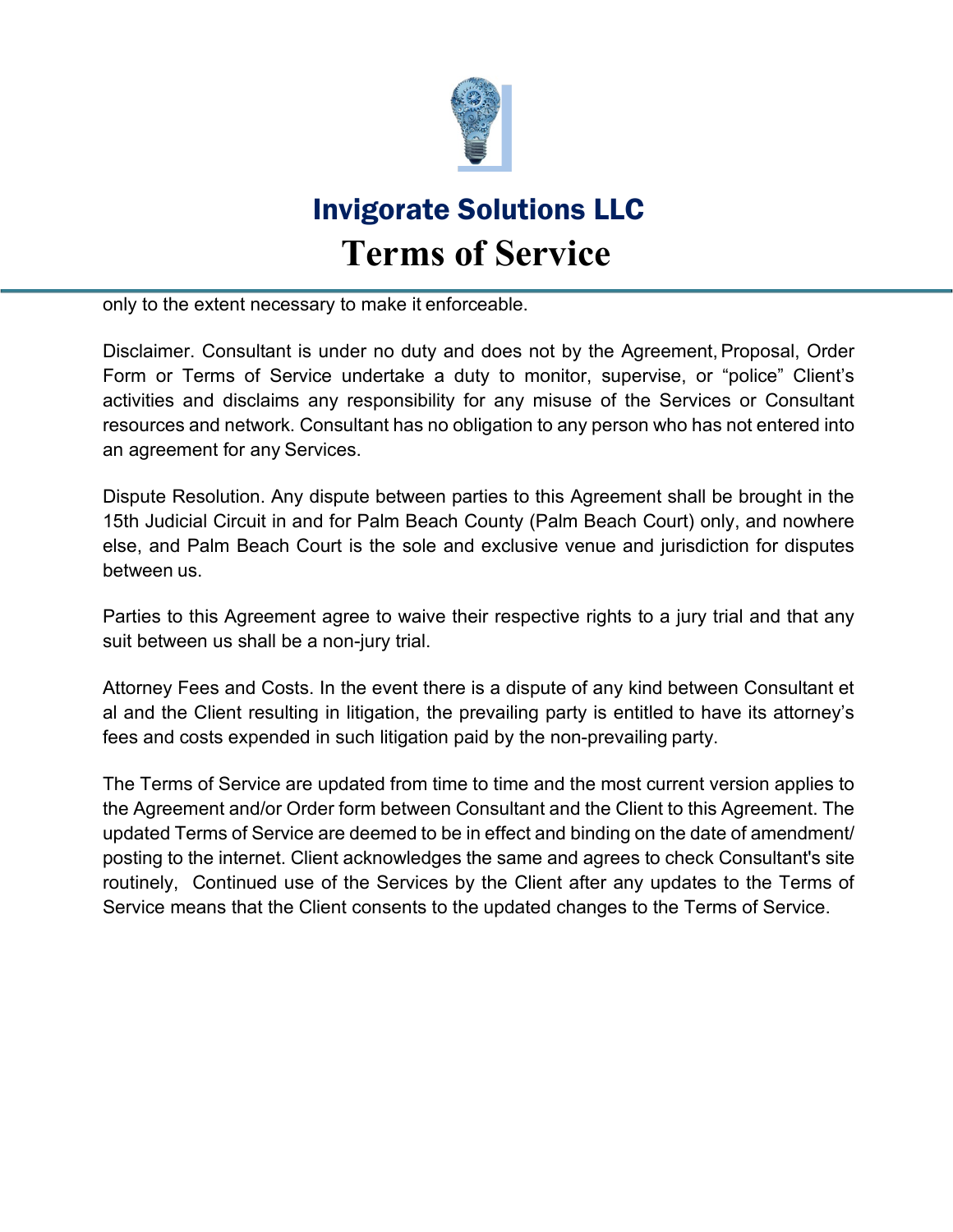only to the extent necessary to make it enforceable.

Disclaimer. Consultant is under no duty and does not by the Agreement, Proposal, Order Form or Terms of Service undertake a duty to monitor, supervise, or “police” Client’s activities and disclaims any responsibility for any misuse of the Services or Consultant resources and network. Consultant has no obligation to any person who has not entered into an agreement for any Services.

Dispute Resolution. Any dispute between parties to this Agreement shall be brought in the 15th Judicial Circuit in and for Palm Beach County (Palm Beach Court) only, and nowhere else, and Palm Beach Court is the sole and exclusive venue and jurisdiction for disputes between us.

Parties to this Agreement agree to waive their respective rights to a jury trial and that any suit between us shall be a non-jury trial.

Attorney Fees and Costs. In the event there is a dispute of any kind between Consultant et al and the Client resulting in litigation, the prevailing party is entitled to have its attorney’s fees and costs expended in such litigation paid by the non-prevailing party.

The Terms of Service are updated from time to time and the most current version applies to the Agreement and/or Order form between Consultant and the Client to this Agreement. The updated Terms of Service are deemed to be in effect and binding on the date of amendment/ posting to the internet. Client acknowledges the same and agrees to check Consultant's site routinely, Continued use of the Services by the Client after any updates to the Terms of Service means that the Client consents to the updated changes to the Terms of Service.